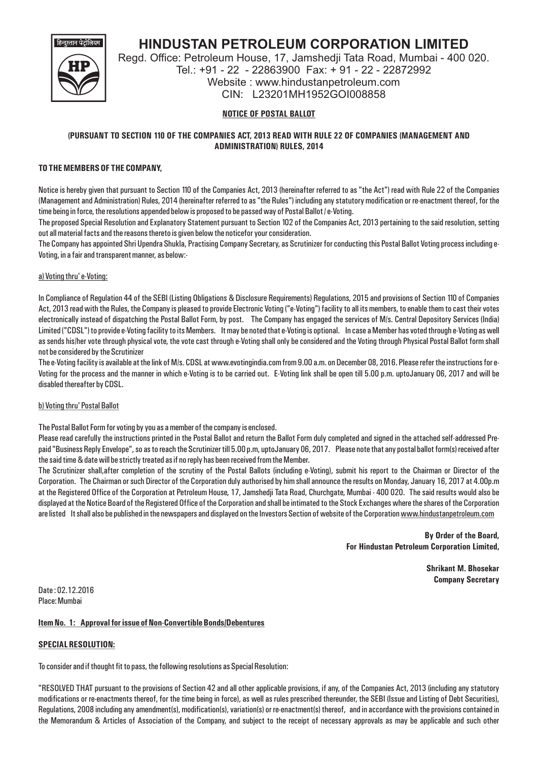# HINDUSTAN PETROLEUM CORPORATION LIMITED

Regd. Office: Petroleum House, 17, Jamshedji Tata Road, Mumbai - 400 020.
Tel.: +91 - 22 - 22863900 Fax: + 91 - 22 - 22872992
Website : www.hindustanpetroleum.com
CIN: L23201MH1952GOI008858

**NOTICE OF POSTAL BALLOT**

**(PURSUANT TO SECTION 110 OF THE COMPANIES ACT, 2013 READ WITH RULE 22 OF COMPANIES (MANAGEMENT AND ADMINISTRATION) RULES, 2014**

**TO THE MEMBERS OF THE COMPANY,**

Notice is hereby given that pursuant to Section 110 of the Companies Act, 2013 (hereinafter referred to as "the Act") read with Rule 22 of the Companies (Management and Administration) Rules, 2014 (hereinafter referred to as "the Rules") including any statutory modification or re-enactment thereof, for the time being in force, the resolutions appended below is proposed to be passed way of Postal Ballot / e-Voting.

The proposed Special Resolution and Explanatory Statement pursuant to Section 102 of the Companies Act, 2013 pertaining to the said resolution, setting out all material facts and the reasons thereto is given below the noticefor your consideration.

The Company has appointed Shri Upendra Shukla, Practising Company Secretary, as Scrutinizer for conducting this Postal Ballot Voting process including e-Voting, in a fair and transparent manner, as below:-

a) Voting thru' e-Voting:

In Compliance of Regulation 44 of the SEBI (Listing Obligations & Disclosure Requirements) Regulations, 2015 and provisions of Section 110 of Companies Act, 2013 read with the Rules, the Company is pleased to provide Electronic Voting ("e-Voting") facility to all its members, to enable them to cast their votes electronically instead of dispatching the Postal Ballot Form, by post. The Company has engaged the services of M/s. Central Depository Services (India) Limited ("CDSL") to provide e-Voting facility to its Members. It may be noted that e-Voting is optional. In case a Member has voted through e-Voting as well as sends his/her vote through physical vote, the vote cast through e-Voting shall only be considered and the Voting through Physical Postal Ballot form shall not be considered by the Scrutinizer

The e-Voting facility is available at the link of M/s. CDSL at www.evotingindia.com from 9.00 a.m. on December 08, 2016. Please refer the instructions for e-Voting for the process and the manner in which e-Voting is to be carried out. E-Voting link shall be open till 5.00 p.m. uptoJanuary 06, 2017 and will be disabled thereafter by CDSL.

b) Voting thru' Postal Ballot

The Postal Ballot Form for voting by you as a member of the company is enclosed.

Please read carefully the instructions printed in the Postal Ballot and return the Ballot Form duly completed and signed in the attached self-addressed Pre-paid "Business Reply Envelope", so as to reach the Scrutinizer till 5.00 p.m, uptoJanuary 06, 2017. Please note that any postal ballot form(s) received after the said time & date will be strictly treated as if no reply has been received from the Member.

The Scrutinizer shall,after completion of the scrutiny of the Postal Ballots (including e-Voting), submit his report to the Chairman or Director of the Corporation. The Chairman or such Director of the Corporation duly authorised by him shall announce the results on Monday, January 16, 2017 at 4.00p.m at the Registered Office of the Corporation at Petroleum House, 17, Jamshedji Tata Road, Churchgate, Mumbai - 400 020. The said results would also be displayed at the Notice Board of the Registered Office of the Corporation and shall be intimated to the Stock Exchanges where the shares of the Corporation are listed It shall also be published in the newspapers and displayed on the Investors Section of website of the Corporation www.hindustanpetroleum.com

**By Order of the Board,**
**For Hindustan Petroleum Corporation Limited,**

**Shrikant M. Bhosekar**
**Company Secretary**

Date : 02.12.2016
Place: Mumbai

**Item No. 1: Approval for issue of Non-Convertible Bonds/Debentures**

**SPECIAL RESOLUTION:**

To consider and if thought fit to pass, the following resolutions as Special Resolution:

"RESOLVED THAT pursuant to the provisions of Section 42 and all other applicable provisions, if any, of the Companies Act, 2013 (including any statutory modifications or re-enactments thereof, for the time being in force), as well as rules prescribed thereunder, the SEBI (Issue and Listing of Debt Securities), Regulations, 2008 including any amendment(s), modification(s), variation(s) or re-enactment(s) thereof, and in accordance with the provisions contained in the Memorandum & Articles of Association of the Company, and subject to the receipt of necessary approvals as may be applicable and such other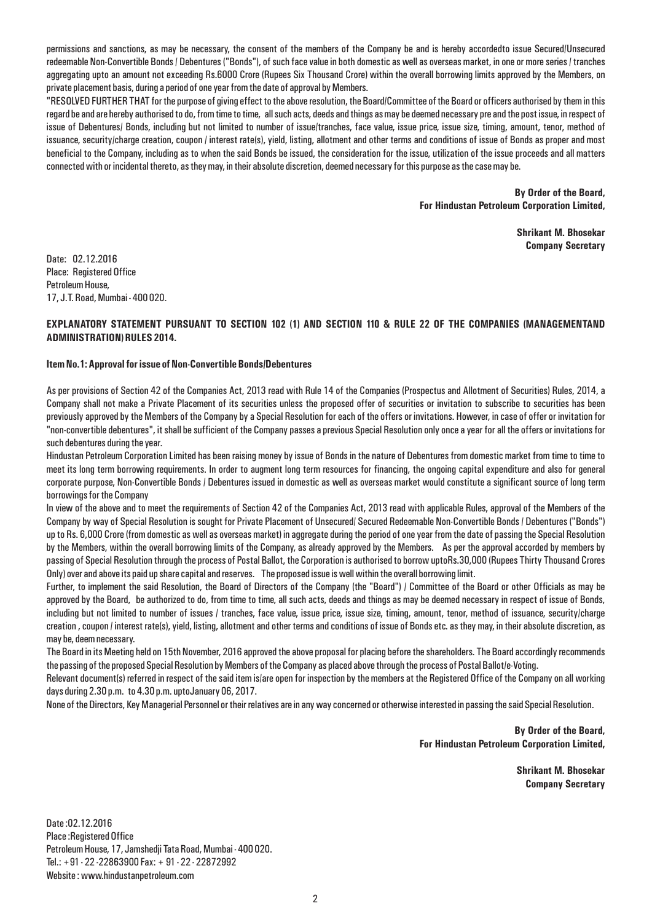permissions and sanctions, as may be necessary, the consent of the members of the Company be and is hereby accordedto issue Secured/Unsecured redeemable Non-Convertible Bonds / Debentures ("Bonds"), of such face value in both domestic as well as overseas market, in one or more series / tranches aggregating upto an amount not exceeding Rs.6000 Crore (Rupees Six Thousand Crore) within the overall borrowing limits approved by the Members, on private placement basis, during a period of one year from the date of approval by Members.

"RESOLVED FURTHER THAT for the purpose of giving effect to the above resolution, the Board/Committee of the Board or officers authorised by them in this regard be and are hereby authorised to do, from time to time, all such acts, deeds and things as may be deemed necessary pre and the post issue, in respect of issue of Debentures/ Bonds, including but not limited to number of issue/tranches, face value, issue price, issue size, timing, amount, tenor, method of issuance, security/charge creation, coupon / interest rate(s), yield, listing, allotment and other terms and conditions of issue of Bonds as proper and most beneficial to the Company, including as to when the said Bonds be issued, the consideration for the issue, utilization of the issue proceeds and all matters connected with or incidental thereto, as they may, in their absolute discretion, deemed necessary for this purpose as the case may be.

**By Order of the Board,**
**For Hindustan Petroleum Corporation Limited,**

**Shrikant M. Bhosekar**
**Company Secretary**

Date: 02.12.2016
Place: Registered Office
Petroleum House,
17, J.T. Road, Mumbai - 400 020.

**EXPLANATORY STATEMENT PURSUANT TO SECTION 102 (1) AND SECTION 110 & RULE 22 OF THE COMPANIES (MANAGEMENTAND ADMINISTRATION) RULES 2014.**

**Item No.1: Approval for issue of Non-Convertible Bonds/Debentures**

As per provisions of Section 42 of the Companies Act, 2013 read with Rule 14 of the Companies (Prospectus and Allotment of Securities) Rules, 2014, a Company shall not make a Private Placement of its securities unless the proposed offer of securities or invitation to subscribe to securities has been previously approved by the Members of the Company by a Special Resolution for each of the offers or invitations. However, in case of offer or invitation for "non-convertible debentures", it shall be sufficient of the Company passes a previous Special Resolution only once a year for all the offers or invitations for such debentures during the year.

Hindustan Petroleum Corporation Limited has been raising money by issue of Bonds in the nature of Debentures from domestic market from time to time to meet its long term borrowing requirements. In order to augment long term resources for financing, the ongoing capital expenditure and also for general corporate purpose, Non-Convertible Bonds / Debentures issued in domestic as well as overseas market would constitute a significant source of long term borrowings for the Company

In view of the above and to meet the requirements of Section 42 of the Companies Act, 2013 read with applicable Rules, approval of the Members of the Company by way of Special Resolution is sought for Private Placement of Unsecured/ Secured Redeemable Non-Convertible Bonds / Debentures ("Bonds") up to Rs. 6,000 Crore (from domestic as well as overseas market) in aggregate during the period of one year from the date of passing the Special Resolution by the Members, within the overall borrowing limits of the Company, as already approved by the Members. As per the approval accorded by members by passing of Special Resolution through the process of Postal Ballot, the Corporation is authorised to borrow uptoRs.30,000 (Rupees Thirty Thousand Crores Only) over and above its paid up share capital and reserves. The proposed issue is well within the overall borrowing limit.

Further, to implement the said Resolution, the Board of Directors of the Company (the "Board") / Committee of the Board or other Officials as may be approved by the Board, be authorized to do, from time to time, all such acts, deeds and things as may be deemed necessary in respect of issue of Bonds, including but not limited to number of issues / tranches, face value, issue price, issue size, timing, amount, tenor, method of issuance, security/charge creation , coupon / interest rate(s), yield, listing, allotment and other terms and conditions of issue of Bonds etc. as they may, in their absolute discretion, as may be, deem necessary.

The Board in its Meeting held on 15th November, 2016 approved the above proposal for placing before the shareholders. The Board accordingly recommends the passing of the proposed Special Resolution by Members of the Company as placed above through the process of Postal Ballot/e-Voting.

Relevant document(s) referred in respect of the said item is/are open for inspection by the members at the Registered Office of the Company on all working days during 2.30 p.m. to 4.30 p.m. uptoJanuary 06, 2017.

None of the Directors, Key Managerial Personnel or their relatives are in any way concerned or otherwise interested in passing the said Special Resolution.

**By Order of the Board,**
**For Hindustan Petroleum Corporation Limited,**

**Shrikant M. Bhosekar**
**Company Secretary**

Date :02.12.2016
Place :Registered Office
Petroleum House, 17, Jamshedji Tata Road, Mumbai - 400 020.
Tel.: +91 - 22 -22863900 Fax: + 91 - 22 - 22872992
Website : www.hindustanpetroleum.com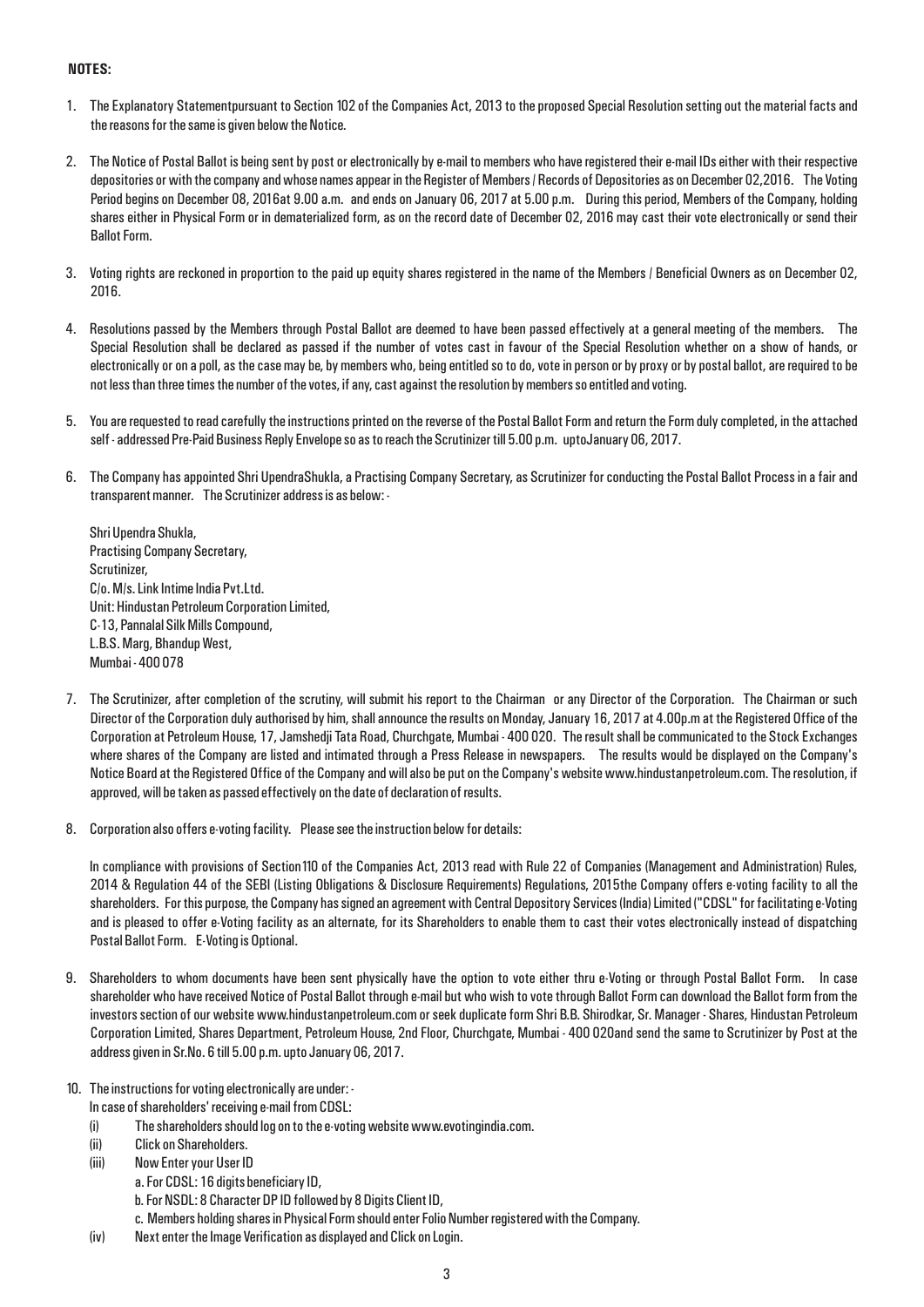**NOTES:**

1. The Explanatory Statementpursuant to Section 102 of the Companies Act, 2013 to the proposed Special Resolution setting out the material facts and the reasons for the same is given below the Notice.

2. The Notice of Postal Ballot is being sent by post or electronically by e-mail to members who have registered their e-mail IDs either with their respective depositories or with the company and whose names appear in the Register of Members / Records of Depositories as on December 02,2016. The Voting Period begins on December 08, 2016at 9.00 a.m. and ends on January 06, 2017 at 5.00 p.m. During this period, Members of the Company, holding shares either in Physical Form or in dematerialized form, as on the record date of December 02, 2016 may cast their vote electronically or send their Ballot Form.

3. Voting rights are reckoned in proportion to the paid up equity shares registered in the name of the Members / Beneficial Owners as on December 02, 2016.

4. Resolutions passed by the Members through Postal Ballot are deemed to have been passed effectively at a general meeting of the members. The Special Resolution shall be declared as passed if the number of votes cast in favour of the Special Resolution whether on a show of hands, or electronically or on a poll, as the case may be, by members who, being entitled so to do, vote in person or by proxy or by postal ballot, are required to be not less than three times the number of the votes, if any, cast against the resolution by members so entitled and voting.

5. You are requested to read carefully the instructions printed on the reverse of the Postal Ballot Form and return the Form duly completed, in the attached self - addressed Pre-Paid Business Reply Envelope so as to reach the Scrutinizer till 5.00 p.m. uptoJanuary 06, 2017.

6. The Company has appointed Shri UpendraShukla, a Practising Company Secretary, as Scrutinizer for conducting the Postal Ballot Process in a fair and transparent manner. The Scrutinizer address is as below: -

   Shri Upendra Shukla,
   Practising Company Secretary,
   Scrutinizer,
   C/o. M/s. Link Intime India Pvt.Ltd.
   Unit: Hindustan Petroleum Corporation Limited,
   C-13, Pannalal Silk Mills Compound,
   L.B.S. Marg, Bhandup West,
   Mumbai - 400 078

7. The Scrutinizer, after completion of the scrutiny, will submit his report to the Chairman or any Director of the Corporation. The Chairman or such Director of the Corporation duly authorised by him, shall announce the results on Monday, January 16, 2017 at 4.00p.m at the Registered Office of the Corporation at Petroleum House, 17, Jamshedji Tata Road, Churchgate, Mumbai - 400 020. The result shall be communicated to the Stock Exchanges where shares of the Company are listed and intimated through a Press Release in newspapers. The results would be displayed on the Company's Notice Board at the Registered Office of the Company and will also be put on the Company's website www.hindustanpetroleum.com. The resolution, if approved, will be taken as passed effectively on the date of declaration of results.

8. Corporation also offers e-voting facility. Please see the instruction below for details:

   In compliance with provisions of Section110 of the Companies Act, 2013 read with Rule 22 of Companies (Management and Administration) Rules, 2014 & Regulation 44 of the SEBI (Listing Obligations & Disclosure Requirements) Regulations, 2015the Company offers e-voting facility to all the shareholders. For this purpose, the Company has signed an agreement with Central Depository Services (India) Limited ("CDSL" for facilitating e-Voting and is pleased to offer e-Voting facility as an alternate, for its Shareholders to enable them to cast their votes electronically instead of dispatching Postal Ballot Form. E-Voting is Optional.

9. Shareholders to whom documents have been sent physically have the option to vote either thru e-Voting or through Postal Ballot Form. In case shareholder who have received Notice of Postal Ballot through e-mail but who wish to vote through Ballot Form can download the Ballot form from the investors section of our website www.hindustanpetroleum.com or seek duplicate form Shri B.B. Shirodkar, Sr. Manager - Shares, Hindustan Petroleum Corporation Limited, Shares Department, Petroleum House, 2nd Floor, Churchgate, Mumbai - 400 020and send the same to Scrutinizer by Post at the address given in Sr.No. 6 till 5.00 p.m. upto January 06, 2017.

10. The instructions for voting electronically are under: -

    In case of shareholders' receiving e-mail from CDSL:

    (i) The shareholders should log on to the e-voting website www.evotingindia.com.
    (ii) Click on Shareholders.
    (iii) Now Enter your User ID
        a. For CDSL: 16 digits beneficiary ID,
        b. For NSDL: 8 Character DP ID followed by 8 Digits Client ID,
        c. Members holding shares in Physical Form should enter Folio Number registered with the Company.
    (iv) Next enter the Image Verification as displayed and Click on Login.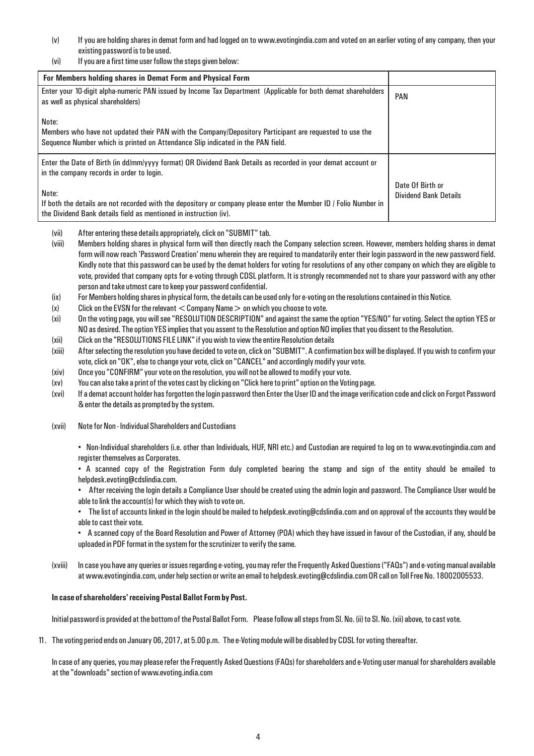(v) If you are holding shares in demat form and had logged on to www.evotingindia.com and voted on an earlier voting of any company, then your existing password is to be used.

(vi) If you are a first time user follow the steps given below:

| For Members holding shares in Demat Form and Physical Form | |
|---|---|
| Enter your 10-digit alpha-numeric PAN issued by Income Tax Department (Applicable for both demat shareholders as well as physical shareholders)<br><br>Note:<br>Members who have not updated their PAN with the Company/Depository Participant are requested to use the Sequence Number which is printed on Attendance Slip indicated in the PAN field. | PAN |
| Enter the Date of Birth (in dd/mm/yyyy format) OR Dividend Bank Details as recorded in your demat account or in the company records in order to login.<br><br>Note:<br>If both the details are not recorded with the depository or company please enter the Member ID / Folio Number in the Dividend Bank details field as mentioned in instruction (iv). | Date Of Birth or Dividend Bank Details |

(vii) After entering these details appropriately, click on "SUBMIT" tab.

(viii) Members holding shares in physical form will then directly reach the Company selection screen. However, members holding shares in demat form will now reach 'Password Creation' menu wherein they are required to mandatorily enter their login password in the new password field. Kindly note that this password can be used by the demat holders for voting for resolutions of any other company on which they are eligible to vote, provided that company opts for e-voting through CDSL platform. It is strongly recommended not to share your password with any other person and take utmost care to keep your password confidential.

(ix) For Members holding shares in physical form, the details can be used only for e-voting on the resolutions contained in this Notice.

(x) Click on the EVSN for the relevant < Company Name > on which you choose to vote.

(xi) On the voting page, you will see "RESOLUTION DESCRIPTION" and against the same the option "YES/NO" for voting. Select the option YES or NO as desired. The option YES implies that you assent to the Resolution and option NO implies that you dissent to the Resolution.

(xii) Click on the "RESOLUTIONS FILE LINK" if you wish to view the entire Resolution details

(xiii) After selecting the resolution you have decided to vote on, click on "SUBMIT". A confirmation box will be displayed. If you wish to confirm your vote, click on "OK", else to change your vote, click on "CANCEL" and accordingly modify your vote.

(xiv) Once you "CONFIRM" your vote on the resolution, you will not be allowed to modify your vote.

(xv) You can also take a print of the votes cast by clicking on "Click here to print" option on the Voting page.

(xvi) If a demat account holder has forgotten the login password then Enter the User ID and the image verification code and click on Forgot Password & enter the details as prompted by the system.

(xvii) Note for Non - Individual Shareholders and Custodians

- Non-Individual shareholders (i.e. other than Individuals, HUF, NRI etc.) and Custodian are required to log on to www.evotingindia.com and register themselves as Corporates.
- A scanned copy of the Registration Form duly completed bearing the stamp and sign of the entity should be emailed to helpdesk.evoting@cdslindia.com.
- After receiving the login details a Compliance User should be created using the admin login and password. The Compliance User would be able to link the account(s) for which they wish to vote on.
- The list of accounts linked in the login should be mailed to helpdesk.evoting@cdslindia.com and on approval of the accounts they would be able to cast their vote.
- A scanned copy of the Board Resolution and Power of Attorney (POA) which they have issued in favour of the Custodian, if any, should be uploaded in PDF format in the system for the scrutinizer to verify the same.

(xviii) In case you have any queries or issues regarding e-voting, you may refer the Frequently Asked Questions ("FAQs") and e-voting manual available at www.evotingindia.com, under help section or write an email to helpdesk.evoting@cdslindia.com OR call on Toll Free No. 18002005533.

**In case of shareholders' receiving Postal Ballot Form by Post.**

Initial password is provided at the bottom of the Postal Ballot Form. Please follow all steps from Sl. No. (ii) to Sl. No. (xii) above, to cast vote.

11. The voting period ends on January 06, 2017, at 5.00 p.m. The e-Voting module will be disabled by CDSL for voting thereafter.

In case of any queries, you may please refer the Frequently Asked Questions (FAQs) for shareholders and e-Voting user manual for shareholders available at the "downloads" section of www.evoting.india.com